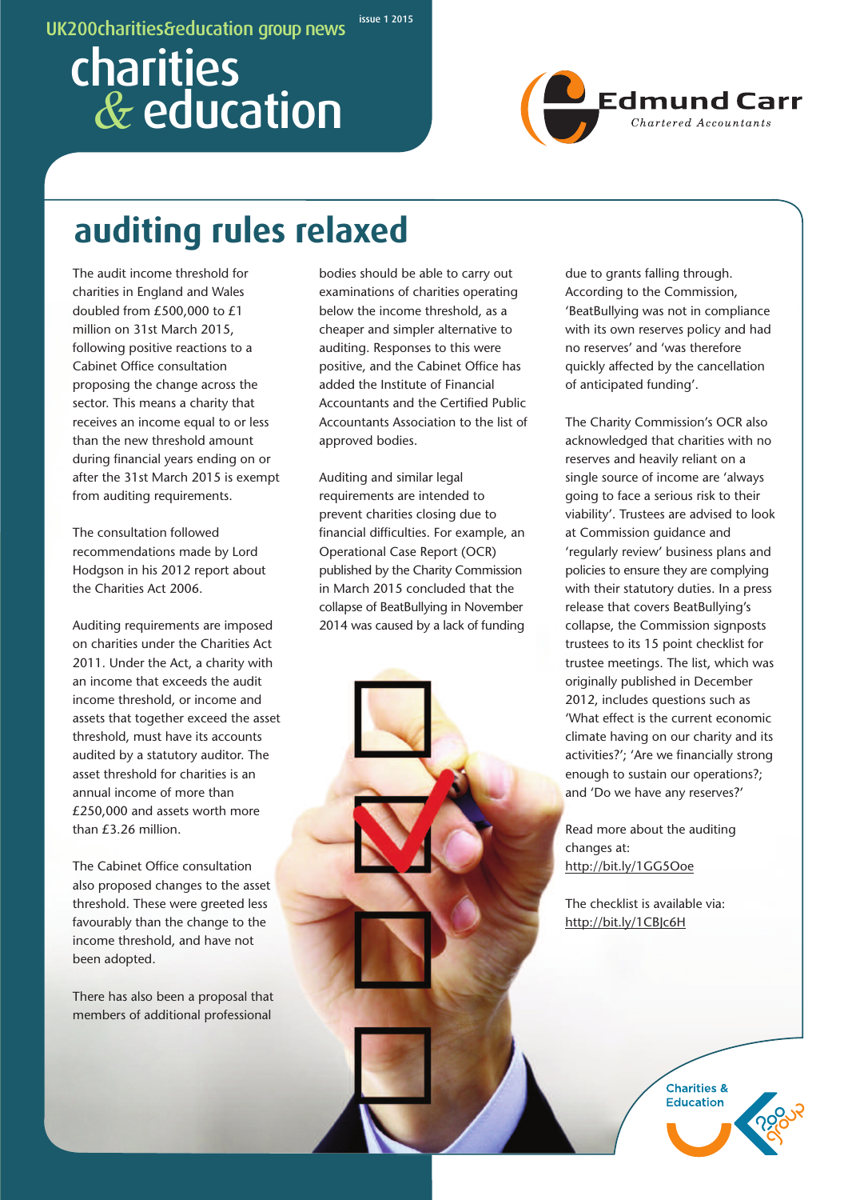UK200charities&education group news

issue 1 2015

# charities & education

Edmund Carr
Chartered Accountants

## auditing rules relaxed

The audit income threshold for charities in England and Wales doubled from £500,000 to £1 million on 31st March 2015, following positive reactions to a Cabinet Office consultation proposing the change across the sector. This means a charity that receives an income equal to or less than the new threshold amount during financial years ending on or after the 31st March 2015 is exempt from auditing requirements.

The consultation followed recommendations made by Lord Hodgson in his 2012 report about the Charities Act 2006.

Auditing requirements are imposed on charities under the Charities Act 2011. Under the Act, a charity with an income that exceeds the audit income threshold, or income and assets that together exceed the asset threshold, must have its accounts audited by a statutory auditor. The asset threshold for charities is an annual income of more than £250,000 and assets worth more than £3.26 million.

The Cabinet Office consultation also proposed changes to the asset threshold. These were greeted less favourably than the change to the income threshold, and have not been adopted.

There has also been a proposal that members of additional professional bodies should be able to carry out examinations of charities operating below the income threshold, as a cheaper and simpler alternative to auditing. Responses to this were positive, and the Cabinet Office has added the Institute of Financial Accountants and the Certified Public Accountants Association to the list of approved bodies.

Auditing and similar legal requirements are intended to prevent charities closing due to financial difficulties. For example, an Operational Case Report (OCR) published by the Charity Commission in March 2015 concluded that the collapse of BeatBullying in November 2014 was caused by a lack of funding due to grants falling through. According to the Commission, 'BeatBullying was not in compliance with its own reserves policy and had no reserves' and 'was therefore quickly affected by the cancellation of anticipated funding'.

The Charity Commission's OCR also acknowledged that charities with no reserves and heavily reliant on a single source of income are 'always going to face a serious risk to their viability'. Trustees are advised to look at Commission guidance and 'regularly review' business plans and policies to ensure they are complying with their statutory duties. In a press release that covers BeatBullying's collapse, the Commission signposts trustees to its 15 point checklist for trustee meetings. The list, which was originally published in December 2012, includes questions such as 'What effect is the current economic climate having on our charity and its activities?'; 'Are we financially strong enough to sustain our operations?; and 'Do we have any reserves?'

Read more about the auditing changes at: http://bit.ly/1GG5Ooe

The checklist is available via: http://bit.ly/1CBJc6H

Charities & Education 200 group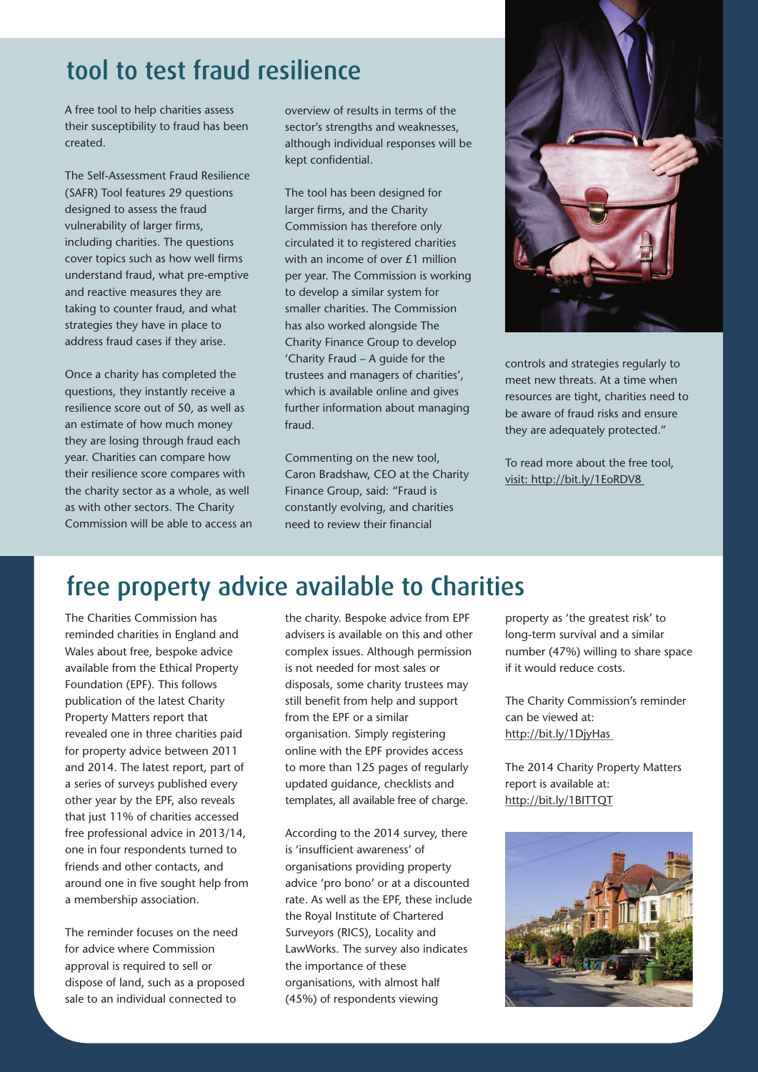## tool to test fraud resilience

A free tool to help charities assess their susceptibility to fraud has been created.

The Self-Assessment Fraud Resilience (SAFR) Tool features 29 questions designed to assess the fraud vulnerability of larger firms, including charities. The questions cover topics such as how well firms understand fraud, what pre-emptive and reactive measures they are taking to counter fraud, and what strategies they have in place to address fraud cases if they arise.

Once a charity has completed the questions, they instantly receive a resilience score out of 50, as well as an estimate of how much money they are losing through fraud each year. Charities can compare how their resilience score compares with the charity sector as a whole, as well as with other sectors. The Charity Commission will be able to access an overview of results in terms of the sector's strengths and weaknesses, although individual responses will be kept confidential.

The tool has been designed for larger firms, and the Charity Commission has therefore only circulated it to registered charities with an income of over £1 million per year. The Commission is working to develop a similar system for smaller charities. The Commission has also worked alongside The Charity Finance Group to develop 'Charity Fraud – A guide for the trustees and managers of charities', which is available online and gives further information about managing fraud.

Commenting on the new tool, Caron Bradshaw, CEO at the Charity Finance Group, said: "Fraud is constantly evolving, and charities need to review their financial controls and strategies regularly to meet new threats. At a time when resources are tight, charities need to be aware of fraud risks and ensure they are adequately protected."

To read more about the free tool, visit: http://bit.ly/1EoRDV8

## free property advice available to Charities

The Charities Commission has reminded charities in England and Wales about free, bespoke advice available from the Ethical Property Foundation (EPF). This follows publication of the latest Charity Property Matters report that revealed one in three charities paid for property advice between 2011 and 2014. The latest report, part of a series of surveys published every other year by the EPF, also reveals that just 11% of charities accessed free professional advice in 2013/14, one in four respondents turned to friends and other contacts, and around one in five sought help from a membership association.

The reminder focuses on the need for advice where Commission approval is required to sell or dispose of land, such as a proposed sale to an individual connected to the charity. Bespoke advice from EPF advisers is available on this and other complex issues. Although permission is not needed for most sales or disposals, some charity trustees may still benefit from help and support from the EPF or a similar organisation. Simply registering online with the EPF provides access to more than 125 pages of regularly updated guidance, checklists and templates, all available free of charge.

According to the 2014 survey, there is 'insufficient awareness' of organisations providing property advice 'pro bono' or at a discounted rate. As well as the EPF, these include the Royal Institute of Chartered Surveyors (RICS), Locality and LawWorks. The survey also indicates the importance of these organisations, with almost half (45%) of respondents viewing property as 'the greatest risk' to long-term survival and a similar number (47%) willing to share space if it would reduce costs.

The Charity Commission's reminder can be viewed at: http://bit.ly/1DjyHas

The 2014 Charity Property Matters report is available at: http://bit.ly/1BITTQT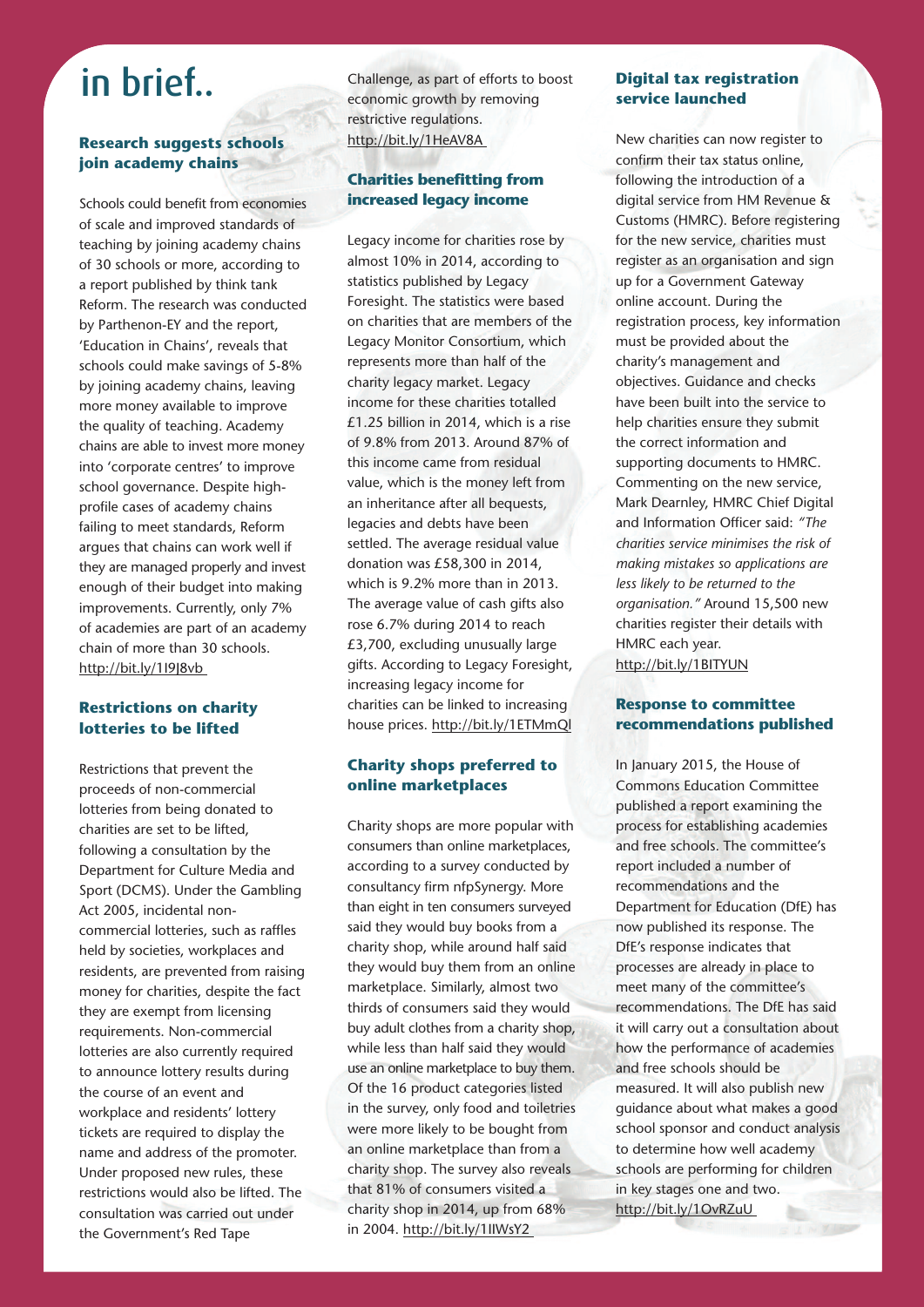# in brief..

### Research suggests schools join academy chains

Schools could benefit from economies of scale and improved standards of teaching by joining academy chains of 30 schools or more, according to a report published by think tank Reform. The research was conducted by Parthenon-EY and the report, 'Education in Chains', reveals that schools could make savings of 5-8% by joining academy chains, leaving more money available to improve the quality of teaching. Academy chains are able to invest more money into 'corporate centres' to improve school governance. Despite high-profile cases of academy chains failing to meet standards, Reform argues that chains can work well if they are managed properly and invest enough of their budget into making improvements. Currently, only 7% of academies are part of an academy chain of more than 30 schools. http://bit.ly/1I9J8vb

### Restrictions on charity lotteries to be lifted

Restrictions that prevent the proceeds of non-commercial lotteries from being donated to charities are set to be lifted, following a consultation by the Department for Culture Media and Sport (DCMS). Under the Gambling Act 2005, incidental non-commercial lotteries, such as raffles held by societies, workplaces and residents, are prevented from raising money for charities, despite the fact they are exempt from licensing requirements. Non-commercial lotteries are also currently required to announce lottery results during the course of an event and workplace and residents' lottery tickets are required to display the name and address of the promoter. Under proposed new rules, these restrictions would also be lifted. The consultation was carried out under the Government's Red Tape Challenge, as part of efforts to boost economic growth by removing restrictive regulations. http://bit.ly/1HeAV8A

### Charities benefitting from increased legacy income

Legacy income for charities rose by almost 10% in 2014, according to statistics published by Legacy Foresight. The statistics were based on charities that are members of the Legacy Monitor Consortium, which represents more than half of the charity legacy market. Legacy income for these charities totalled £1.25 billion in 2014, which is a rise of 9.8% from 2013. Around 87% of this income came from residual value, which is the money left from an inheritance after all bequests, legacies and debts have been settled. The average residual value donation was £58,300 in 2014, which is 9.2% more than in 2013. The average value of cash gifts also rose 6.7% during 2014 to reach £3,700, excluding unusually large gifts. According to Legacy Foresight, increasing legacy income for charities can be linked to increasing house prices. http://bit.ly/1ETMmQl

### Charity shops preferred to online marketplaces

Charity shops are more popular with consumers than online marketplaces, according to a survey conducted by consultancy firm nfpSynergy. More than eight in ten consumers surveyed said they would buy books from a charity shop, while around half said they would buy them from an online marketplace. Similarly, almost two thirds of consumers said they would buy adult clothes from a charity shop, while less than half said they would use an online marketplace to buy them. Of the 16 product categories listed in the survey, only food and toiletries were more likely to be bought from an online marketplace than from a charity shop. The survey also reveals that 81% of consumers visited a charity shop in 2014, up from 68% in 2004. http://bit.ly/1IlWsY2

### Digital tax registration service launched

New charities can now register to confirm their tax status online, following the introduction of a digital service from HM Revenue & Customs (HMRC). Before registering for the new service, charities must register as an organisation and sign up for a Government Gateway online account. During the registration process, key information must be provided about the charity's management and objectives. Guidance and checks have been built into the service to help charities ensure they submit the correct information and supporting documents to HMRC. Commenting on the new service, Mark Dearnley, HMRC Chief Digital and Information Officer said: *"The charities service minimises the risk of making mistakes so applications are less likely to be returned to the organisation."* Around 15,500 new charities register their details with HMRC each year. http://bit.ly/1BITYUN

### Response to committee recommendations published

In January 2015, the House of Commons Education Committee published a report examining the process for establishing academies and free schools. The committee's report included a number of recommendations and the Department for Education (DfE) has now published its response. The DfE's response indicates that processes are already in place to meet many of the committee's recommendations. The DfE has said it will carry out a consultation about how the performance of academies and free schools should be measured. It will also publish new guidance about what makes a good school sponsor and conduct analysis to determine how well academy schools are performing for children in key stages one and two. http://bit.ly/1OvRZuU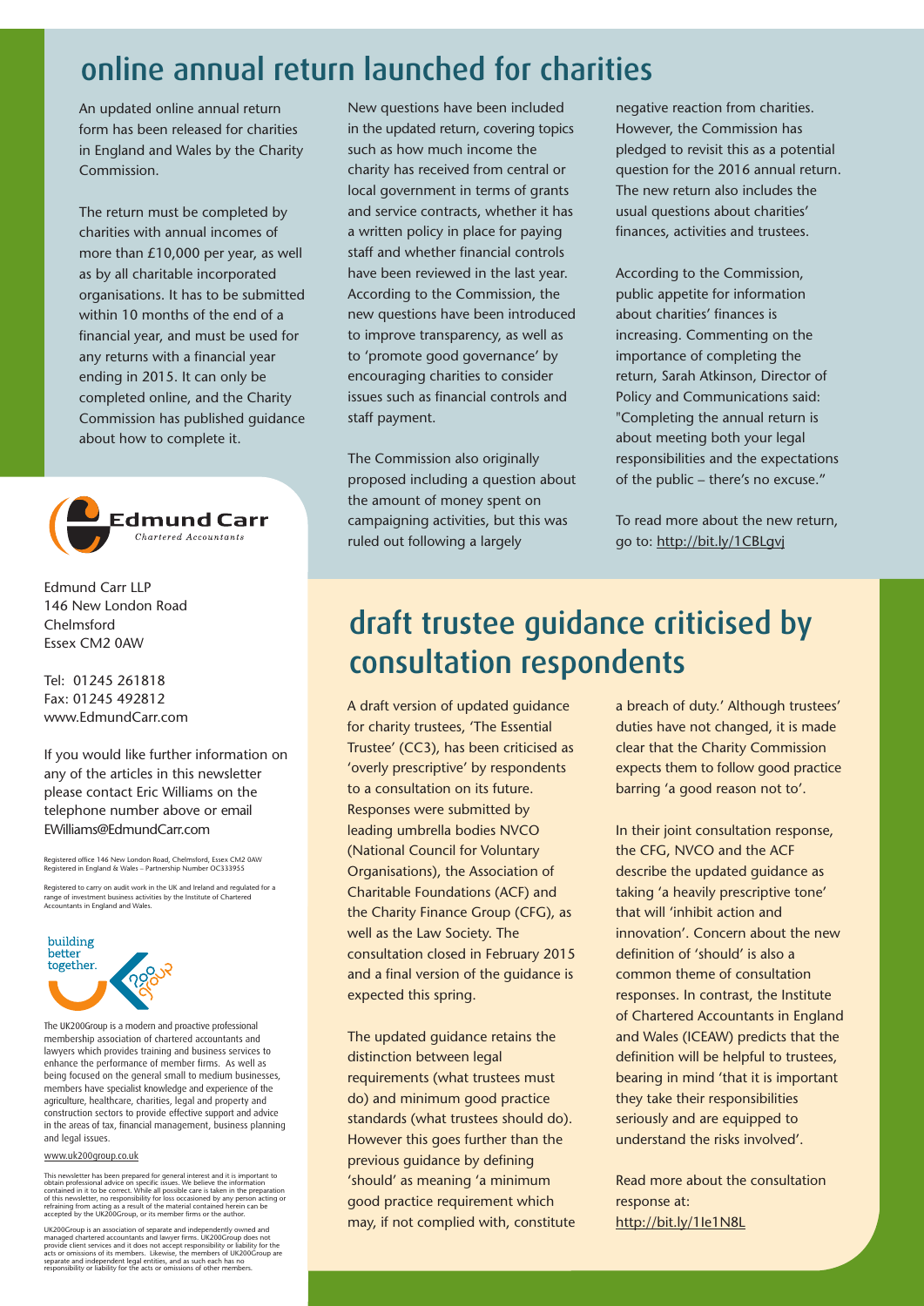# online annual return launched for charities

An updated online annual return form has been released for charities in England and Wales by the Charity Commission.

The return must be completed by charities with annual incomes of more than £10,000 per year, as well as by all charitable incorporated organisations. It has to be submitted within 10 months of the end of a financial year, and must be used for any returns with a financial year ending in 2015. It can only be completed online, and the Charity Commission has published guidance about how to complete it.

New questions have been included in the updated return, covering topics such as how much income the charity has received from central or local government in terms of grants and service contracts, whether it has a written policy in place for paying staff and whether financial controls have been reviewed in the last year. According to the Commission, the new questions have been introduced to improve transparency, as well as to 'promote good governance' by encouraging charities to consider issues such as financial controls and staff payment.

The Commission also originally proposed including a question about the amount of money spent on campaigning activities, but this was ruled out following a largely negative reaction from charities. However, the Commission has pledged to revisit this as a potential question for the 2016 annual return. The new return also includes the usual questions about charities' finances, activities and trustees.

According to the Commission, public appetite for information about charities' finances is increasing. Commenting on the importance of completing the return, Sarah Atkinson, Director of Policy and Communications said: "Completing the annual return is about meeting both your legal responsibilities and the expectations of the public – there's no excuse."

To read more about the new return, go to: http://bit.ly/1CBLgvj

**Edmund Carr**
*Chartered Accountants*

Edmund Carr LLP
146 New London Road
Chelmsford
Essex CM2 0AW

Tel: 01245 261818
Fax: 01245 492812
www.EdmundCarr.com

If you would like further information on any of the articles in this newsletter please contact Eric Williams on the telephone number above or email EWilliams@EdmundCarr.com

Registered office 146 New London Road, Chelmsford, Essex CM2 0AW
Registered in England & Wales – Partnership Number OC333955

Registered to carry on audit work in the UK and Ireland and regulated for a range of investment business activities by the Institute of Chartered Accountants in England and Wales.

building better together.

The UK200Group is a modern and proactive professional membership association of chartered accountants and lawyers which provides training and business services to enhance the performance of member firms. As well as being focused on the general small to medium businesses, members have specialist knowledge and experience of the agriculture, healthcare, charities, legal and property and construction sectors to provide effective support and advice in the areas of tax, financial management, business planning and legal issues.

www.uk200group.co.uk

This newsletter has been prepared for general interest and it is important to obtain professional advice on specific issues. We believe the information contained in it to be correct. While all possible care is taken in the preparation of this newsletter, no responsibility for loss occasioned by any person acting or refraining from acting as a result of the material contained herein can be accepted by the UK200Group, or its member firms or the author.

UK200Group is an association of separate and independently owned and managed chartered accountants and lawyer firms. UK200Group does not provide client services and it does not accept responsibility or liability for the acts or omissions of its members. Likewise, the members of UK200Group are separate and independent legal entities, and as such each has no responsibility or liability for the acts or omissions of other members.

# draft trustee guidance criticised by consultation respondents

A draft version of updated guidance for charity trustees, 'The Essential Trustee' (CC3), has been criticised as 'overly prescriptive' by respondents to a consultation on its future. Responses were submitted by leading umbrella bodies NVCO (National Council for Voluntary Organisations), the Association of Charitable Foundations (ACF) and the Charity Finance Group (CFG), as well as the Law Society. The consultation closed in February 2015 and a final version of the guidance is expected this spring.

The updated guidance retains the distinction between legal requirements (what trustees must do) and minimum good practice standards (what trustees should do). However this goes further than the previous guidance by defining 'should' as meaning 'a minimum good practice requirement which may, if not complied with, constitute a breach of duty.' Although trustees' duties have not changed, it is made clear that the Charity Commission expects them to follow good practice barring 'a good reason not to'.

In their joint consultation response, the CFG, NVCO and the ACF describe the updated guidance as taking 'a heavily prescriptive tone' that will 'inhibit action and innovation'. Concern about the new definition of 'should' is also a common theme of consultation responses. In contrast, the Institute of Chartered Accountants in England and Wales (ICEAW) predicts that the definition will be helpful to trustees, bearing in mind 'that it is important they take their responsibilities seriously and are equipped to understand the risks involved'.

Read more about the consultation response at: http://bit.ly/1Ie1N8L